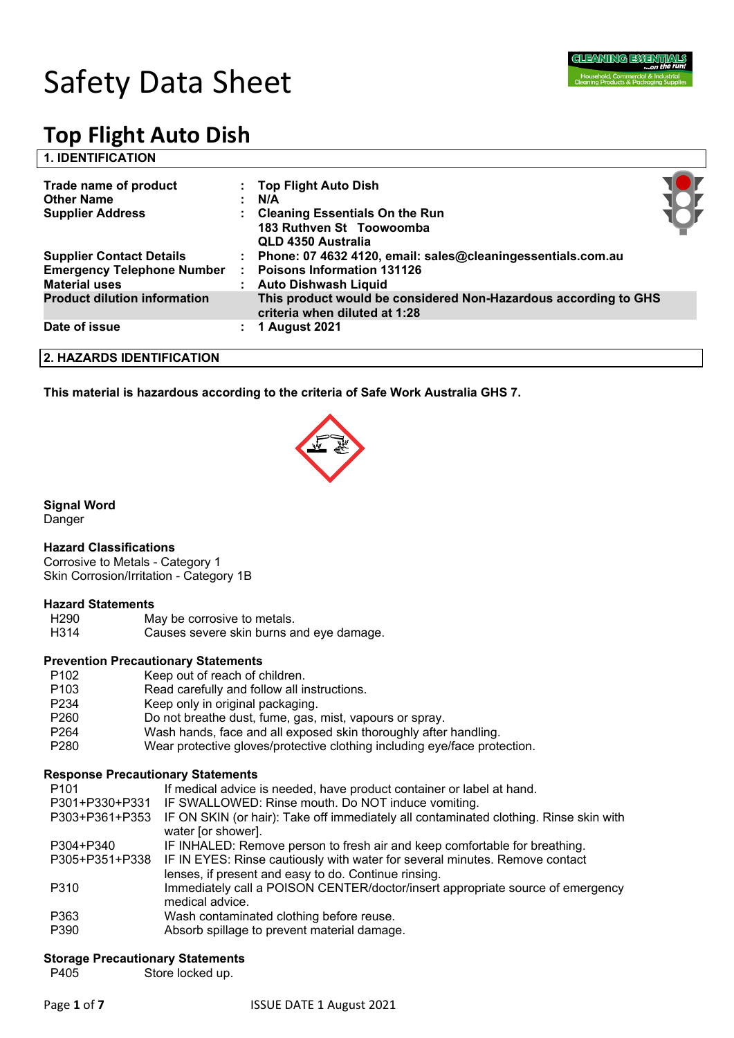# Safety Data Sheet

# Top Flight Auto Dish

## 1. IDENTIFICATION

| | | |
|---|---|---|
| **Trade name of product** | : | **Top Flight Auto Dish** |
| **Other Name** | : | **N/A** |
| **Supplier Address** | : | **Cleaning Essentials On the Run**<br>**183 Ruthven St Toowoomba**<br>**QLD 4350 Australia** |
| **Supplier Contact Details** | : | **Phone: 07 4632 4120, email: sales@cleaningessentials.com.au** |
| **Emergency Telephone Number** | : | **Poisons Information 131126** |
| **Material uses** | : | **Auto Dishwash Liquid** |
| **Product dilution information** | | **This product would be considered Non-Hazardous according to GHS criteria when diluted at 1:28** |
| **Date of issue** | : | **1 August 2021** |

## 2. HAZARDS IDENTIFICATION

**This material is hazardous according to the criteria of Safe Work Australia GHS 7.**

**Signal Word**
Danger

**Hazard Classifications**
Corrosive to Metals - Category 1
Skin Corrosion/Irritation - Category 1B

**Hazard Statements**

| | |
|---|---|
| H290 | May be corrosive to metals. |
| H314 | Causes severe skin burns and eye damage. |

**Prevention Precautionary Statements**

| | |
|---|---|
| P102 | Keep out of reach of children. |
| P103 | Read carefully and follow all instructions. |
| P234 | Keep only in original packaging. |
| P260 | Do not breathe dust, fume, gas, mist, vapours or spray. |
| P264 | Wash hands, face and all exposed skin thoroughly after handling. |
| P280 | Wear protective gloves/protective clothing including eye/face protection. |

**Response Precautionary Statements**

| | |
|---|---|
| P101 | If medical advice is needed, have product container or label at hand. |
| P301+P330+P331 | IF SWALLOWED: Rinse mouth. Do NOT induce vomiting. |
| P303+P361+P353 | IF ON SKIN (or hair): Take off immediately all contaminated clothing. Rinse skin with water [or shower]. |
| P304+P340 | IF INHALED: Remove person to fresh air and keep comfortable for breathing. |
| P305+P351+P338 | IF IN EYES: Rinse cautiously with water for several minutes. Remove contact lenses, if present and easy to do. Continue rinsing. |
| P310 | Immediately call a POISON CENTER/doctor/insert appropriate source of emergency medical advice. |
| P363 | Wash contaminated clothing before reuse. |
| P390 | Absorb spillage to prevent material damage. |

**Storage Precautionary Statements**

| | |
|---|---|
| P405 | Store locked up. |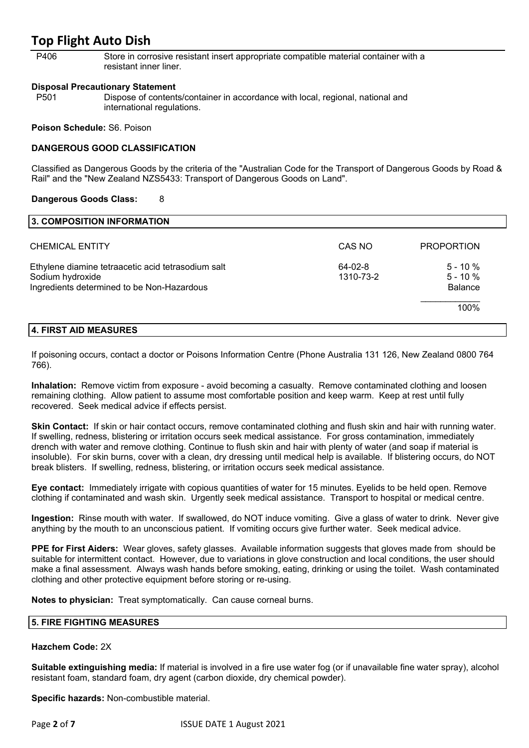| | |
|---|---|
| P406 | Store in corrosive resistant insert appropriate compatible material container with a resistant inner liner. |

**Disposal Precautionary Statement**

| | |
|---|---|
| P501 | Dispose of contents/container in accordance with local, regional, national and international regulations. |

**Poison Schedule:** S6. Poison

**DANGEROUS GOOD CLASSIFICATION**

Classified as Dangerous Goods by the criteria of the "Australian Code for the Transport of Dangerous Goods by Road & Rail" and the "New Zealand NZS5433: Transport of Dangerous Goods on Land".

**Dangerous Goods Class:** 8

## 3. COMPOSITION INFORMATION

| CHEMICAL ENTITY | CAS NO | PROPORTION |
|---|---|---|
| Ethylene diamine tetraacetic acid tetrasodium salt | 64-02-8 | 5 - 10 % |
| Sodium hydroxide | 1310-73-2 | 5 - 10 % |
| Ingredients determined to be Non-Hazardous | | Balance |
| | | 100% |

## 4. FIRST AID MEASURES

If poisoning occurs, contact a doctor or Poisons Information Centre (Phone Australia 131 126, New Zealand 0800 764 766).

**Inhalation:** Remove victim from exposure - avoid becoming a casualty. Remove contaminated clothing and loosen remaining clothing. Allow patient to assume most comfortable position and keep warm. Keep at rest until fully recovered. Seek medical advice if effects persist.

**Skin Contact:** If skin or hair contact occurs, remove contaminated clothing and flush skin and hair with running water. If swelling, redness, blistering or irritation occurs seek medical assistance. For gross contamination, immediately drench with water and remove clothing. Continue to flush skin and hair with plenty of water (and soap if material is insoluble). For skin burns, cover with a clean, dry dressing until medical help is available. If blistering occurs, do NOT break blisters. If swelling, redness, blistering, or irritation occurs seek medical assistance.

**Eye contact:** Immediately irrigate with copious quantities of water for 15 minutes. Eyelids to be held open. Remove clothing if contaminated and wash skin. Urgently seek medical assistance. Transport to hospital or medical centre.

**Ingestion:** Rinse mouth with water. If swallowed, do NOT induce vomiting. Give a glass of water to drink. Never give anything by the mouth to an unconscious patient. If vomiting occurs give further water. Seek medical advice.

**PPE for First Aiders:** Wear gloves, safety glasses. Available information suggests that gloves made from should be suitable for intermittent contact. However, due to variations in glove construction and local conditions, the user should make a final assessment. Always wash hands before smoking, eating, drinking or using the toilet. Wash contaminated clothing and other protective equipment before storing or re-using.

**Notes to physician:** Treat symptomatically. Can cause corneal burns.

## 5. FIRE FIGHTING MEASURES

**Hazchem Code:** 2X

**Suitable extinguishing media:** If material is involved in a fire use water fog (or if unavailable fine water spray), alcohol resistant foam, standard foam, dry agent (carbon dioxide, dry chemical powder).

**Specific hazards:** Non-combustible material.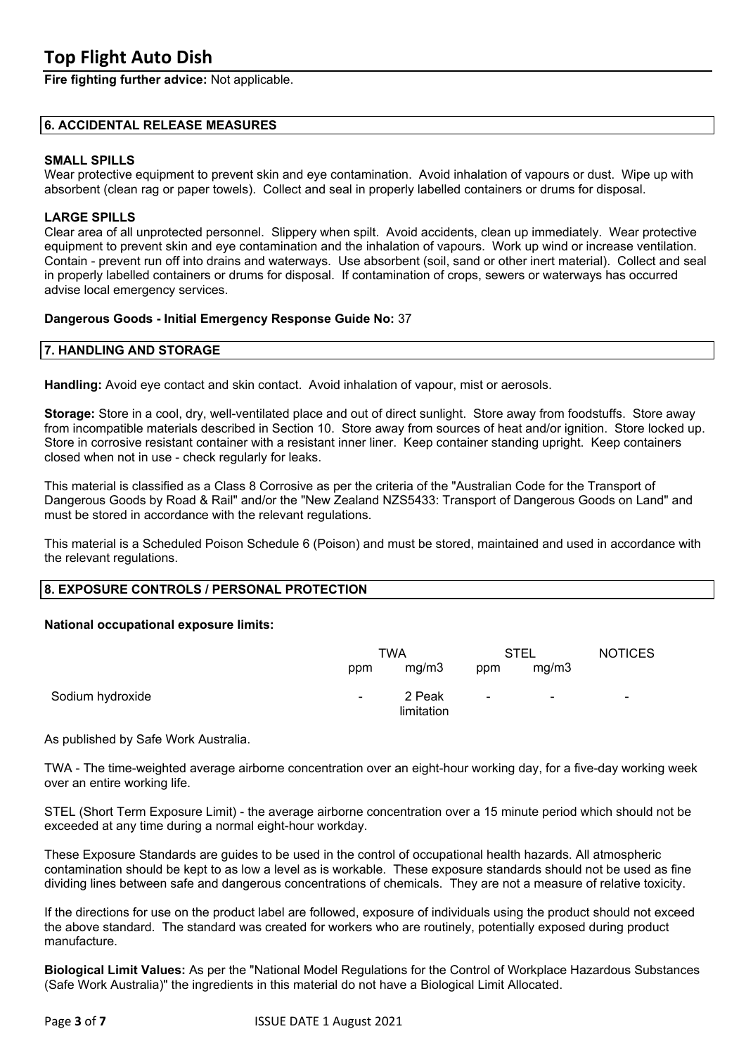**Fire fighting further advice:** Not applicable.

## 6. ACCIDENTAL RELEASE MEASURES

**SMALL SPILLS**

Wear protective equipment to prevent skin and eye contamination. Avoid inhalation of vapours or dust. Wipe up with absorbent (clean rag or paper towels). Collect and seal in properly labelled containers or drums for disposal.

**LARGE SPILLS**

Clear area of all unprotected personnel. Slippery when spilt. Avoid accidents, clean up immediately. Wear protective equipment to prevent skin and eye contamination and the inhalation of vapours. Work up wind or increase ventilation. Contain - prevent run off into drains and waterways. Use absorbent (soil, sand or other inert material). Collect and seal in properly labelled containers or drums for disposal. If contamination of crops, sewers or waterways has occurred advise local emergency services.

**Dangerous Goods - Initial Emergency Response Guide No:** 37

## 7. HANDLING AND STORAGE

**Handling:** Avoid eye contact and skin contact. Avoid inhalation of vapour, mist or aerosols.

**Storage:** Store in a cool, dry, well-ventilated place and out of direct sunlight. Store away from foodstuffs. Store away from incompatible materials described in Section 10. Store away from sources of heat and/or ignition. Store locked up. Store in corrosive resistant container with a resistant inner liner. Keep container standing upright. Keep containers closed when not in use - check regularly for leaks.

This material is classified as a Class 8 Corrosive as per the criteria of the "Australian Code for the Transport of Dangerous Goods by Road & Rail" and/or the "New Zealand NZS5433: Transport of Dangerous Goods on Land" and must be stored in accordance with the relevant regulations.

This material is a Scheduled Poison Schedule 6 (Poison) and must be stored, maintained and used in accordance with the relevant regulations.

## 8. EXPOSURE CONTROLS / PERSONAL PROTECTION

**National occupational exposure limits:**

| | TWA | | STEL | | NOTICES |
|---|---|---|---|---|---|
| | ppm | mg/m3 | ppm | mg/m3 | |
| Sodium hydroxide | - | 2 Peak limitation | - | - | - |

As published by Safe Work Australia.

TWA - The time-weighted average airborne concentration over an eight-hour working day, for a five-day working week over an entire working life.

STEL (Short Term Exposure Limit) - the average airborne concentration over a 15 minute period which should not be exceeded at any time during a normal eight-hour workday.

These Exposure Standards are guides to be used in the control of occupational health hazards. All atmospheric contamination should be kept to as low a level as is workable. These exposure standards should not be used as fine dividing lines between safe and dangerous concentrations of chemicals. They are not a measure of relative toxicity.

If the directions for use on the product label are followed, exposure of individuals using the product should not exceed the above standard. The standard was created for workers who are routinely, potentially exposed during product manufacture.

**Biological Limit Values:** As per the "National Model Regulations for the Control of Workplace Hazardous Substances (Safe Work Australia)" the ingredients in this material do not have a Biological Limit Allocated.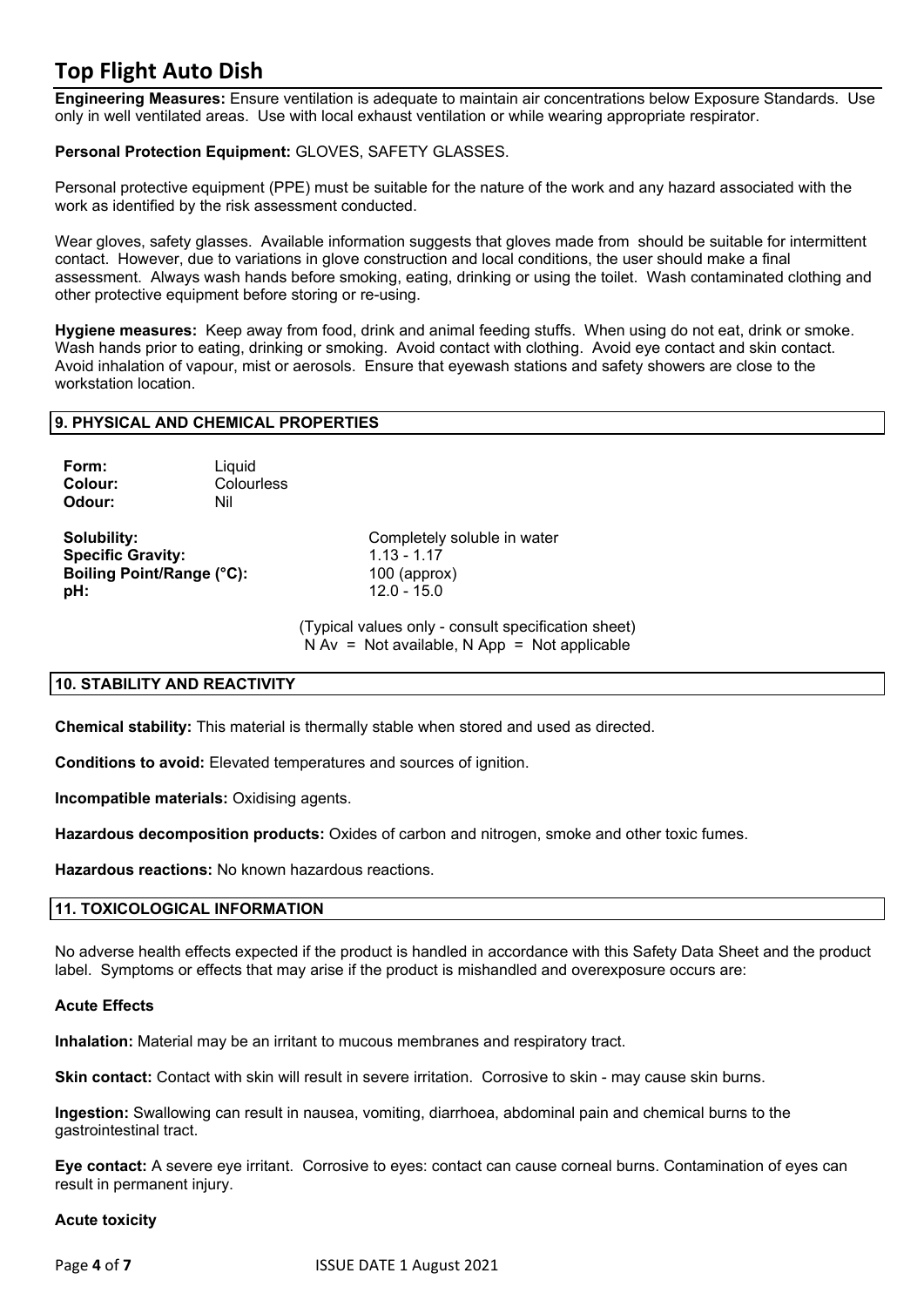**Engineering Measures:** Ensure ventilation is adequate to maintain air concentrations below Exposure Standards. Use only in well ventilated areas. Use with local exhaust ventilation or while wearing appropriate respirator.

**Personal Protection Equipment:** GLOVES, SAFETY GLASSES.

Personal protective equipment (PPE) must be suitable for the nature of the work and any hazard associated with the work as identified by the risk assessment conducted.

Wear gloves, safety glasses. Available information suggests that gloves made from should be suitable for intermittent contact. However, due to variations in glove construction and local conditions, the user should make a final assessment. Always wash hands before smoking, eating, drinking or using the toilet. Wash contaminated clothing and other protective equipment before storing or re-using.

**Hygiene measures:** Keep away from food, drink and animal feeding stuffs. When using do not eat, drink or smoke. Wash hands prior to eating, drinking or smoking. Avoid contact with clothing. Avoid eye contact and skin contact. Avoid inhalation of vapour, mist or aerosols. Ensure that eyewash stations and safety showers are close to the workstation location.

## 9. PHYSICAL AND CHEMICAL PROPERTIES

| | |
|---|---|
| **Form:** | Liquid |
| **Colour:** | Colourless |
| **Odour:** | Nil |

| | |
|---|---|
| **Solubility:** | Completely soluble in water |
| **Specific Gravity:** | 1.13 - 1.17 |
| **Boiling Point/Range (°C):** | 100 (approx) |
| **pH:** | 12.0 - 15.0 |

(Typical values only - consult specification sheet)
N Av = Not available, N App = Not applicable

## 10. STABILITY AND REACTIVITY

**Chemical stability:** This material is thermally stable when stored and used as directed.

**Conditions to avoid:** Elevated temperatures and sources of ignition.

**Incompatible materials:** Oxidising agents.

**Hazardous decomposition products:** Oxides of carbon and nitrogen, smoke and other toxic fumes.

**Hazardous reactions:** No known hazardous reactions.

## 11. TOXICOLOGICAL INFORMATION

No adverse health effects expected if the product is handled in accordance with this Safety Data Sheet and the product label. Symptoms or effects that may arise if the product is mishandled and overexposure occurs are:

### Acute Effects

**Inhalation:** Material may be an irritant to mucous membranes and respiratory tract.

**Skin contact:** Contact with skin will result in severe irritation. Corrosive to skin - may cause skin burns.

**Ingestion:** Swallowing can result in nausea, vomiting, diarrhoea, abdominal pain and chemical burns to the gastrointestinal tract.

**Eye contact:** A severe eye irritant. Corrosive to eyes: contact can cause corneal burns. Contamination of eyes can result in permanent injury.

### Acute toxicity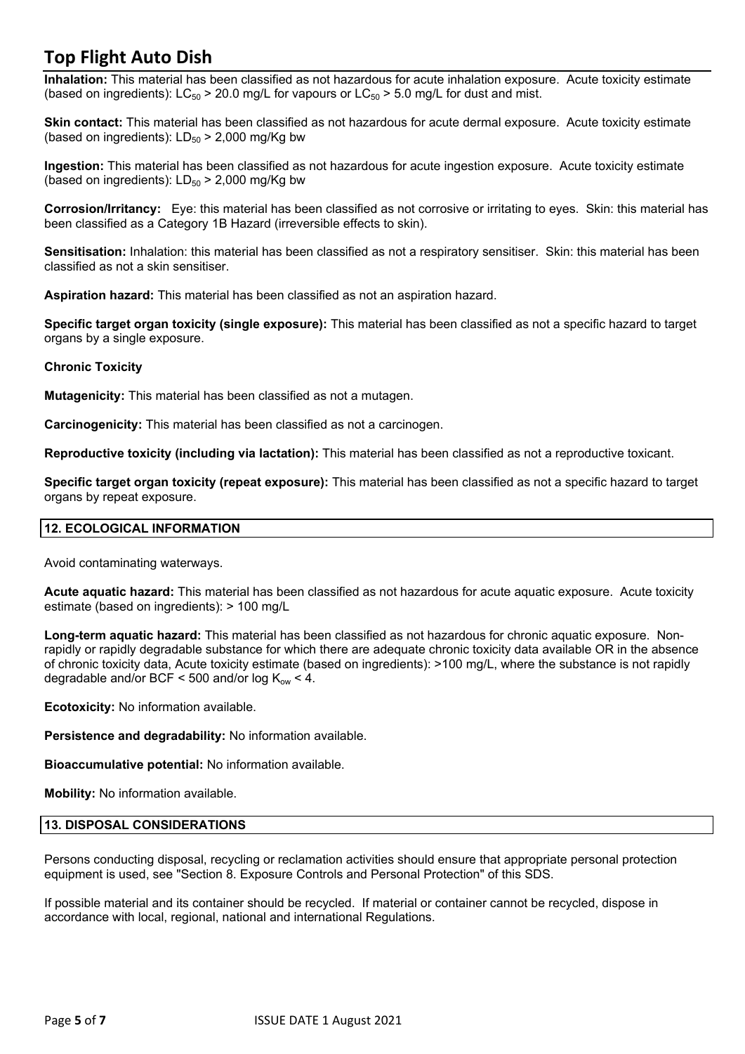**Inhalation:** This material has been classified as not hazardous for acute inhalation exposure. Acute toxicity estimate (based on ingredients): $LC_{50}$ > 20.0 mg/L for vapours or $LC_{50}$ > 5.0 mg/L for dust and mist.

**Skin contact:** This material has been classified as not hazardous for acute dermal exposure. Acute toxicity estimate (based on ingredients): $LD_{50}$ > 2,000 mg/Kg bw

**Ingestion:** This material has been classified as not hazardous for acute ingestion exposure. Acute toxicity estimate (based on ingredients): $LD_{50}$ > 2,000 mg/Kg bw

**Corrosion/Irritancy:** Eye: this material has been classified as not corrosive or irritating to eyes. Skin: this material has been classified as a Category 1B Hazard (irreversible effects to skin).

**Sensitisation:** Inhalation: this material has been classified as not a respiratory sensitiser. Skin: this material has been classified as not a skin sensitiser.

**Aspiration hazard:** This material has been classified as not an aspiration hazard.

**Specific target organ toxicity (single exposure):** This material has been classified as not a specific hazard to target organs by a single exposure.

**Chronic Toxicity**

**Mutagenicity:** This material has been classified as not a mutagen.

**Carcinogenicity:** This material has been classified as not a carcinogen.

**Reproductive toxicity (including via lactation):** This material has been classified as not a reproductive toxicant.

**Specific target organ toxicity (repeat exposure):** This material has been classified as not a specific hazard to target organs by repeat exposure.

## 12. ECOLOGICAL INFORMATION

Avoid contaminating waterways.

**Acute aquatic hazard:** This material has been classified as not hazardous for acute aquatic exposure. Acute toxicity estimate (based on ingredients): > 100 mg/L

**Long-term aquatic hazard:** This material has been classified as not hazardous for chronic aquatic exposure. Non-rapidly or rapidly degradable substance for which there are adequate chronic toxicity data available OR in the absence of chronic toxicity data, Acute toxicity estimate (based on ingredients): >100 mg/L, where the substance is not rapidly degradable and/or BCF < 500 and/or log $K_{ow}$ < 4.

**Ecotoxicity:** No information available.

**Persistence and degradability:** No information available.

**Bioaccumulative potential:** No information available.

**Mobility:** No information available.

## 13. DISPOSAL CONSIDERATIONS

Persons conducting disposal, recycling or reclamation activities should ensure that appropriate personal protection equipment is used, see "Section 8. Exposure Controls and Personal Protection" of this SDS.

If possible material and its container should be recycled. If material or container cannot be recycled, dispose in accordance with local, regional, national and international Regulations.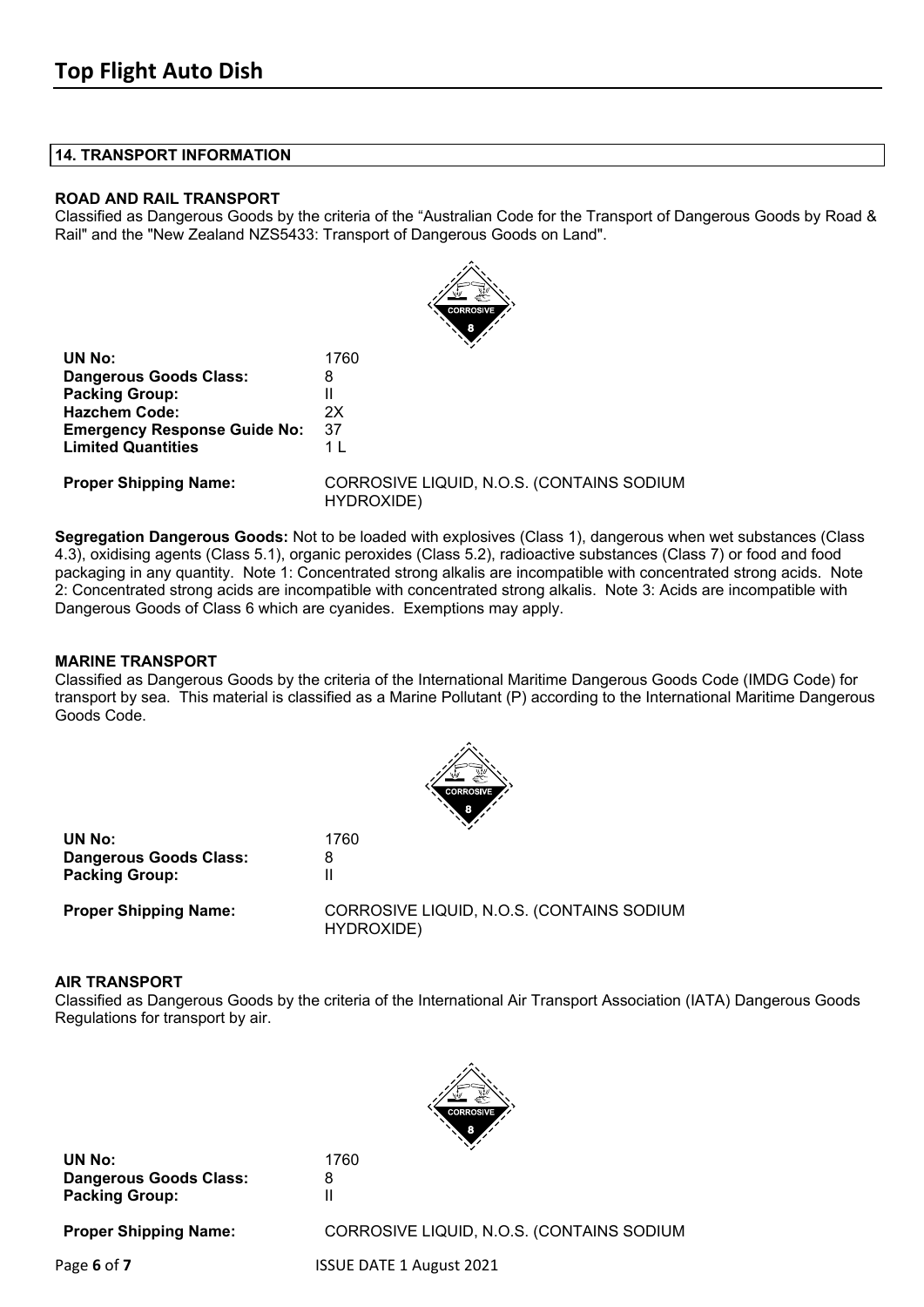## 14. TRANSPORT INFORMATION

### ROAD AND RAIL TRANSPORT

Classified as Dangerous Goods by the criteria of the "Australian Code for the Transport of Dangerous Goods by Road & Rail" and the "New Zealand NZS5433: Transport of Dangerous Goods on Land".

| | |
|---|---|
| **UN No:** | 1760 |
| **Dangerous Goods Class:** | 8 |
| **Packing Group:** | II |
| **Hazchem Code:** | 2X |
| **Emergency Response Guide No:** | 37 |
| **Limited Quantities** | 1 L |
| **Proper Shipping Name:** | CORROSIVE LIQUID, N.O.S. (CONTAINS SODIUM HYDROXIDE) |

**Segregation Dangerous Goods:** Not to be loaded with explosives (Class 1), dangerous when wet substances (Class 4.3), oxidising agents (Class 5.1), organic peroxides (Class 5.2), radioactive substances (Class 7) or food and food packaging in any quantity. Note 1: Concentrated strong alkalis are incompatible with concentrated strong acids. Note 2: Concentrated strong acids are incompatible with concentrated strong alkalis. Note 3: Acids are incompatible with Dangerous Goods of Class 6 which are cyanides. Exemptions may apply.

### MARINE TRANSPORT

Classified as Dangerous Goods by the criteria of the International Maritime Dangerous Goods Code (IMDG Code) for transport by sea. This material is classified as a Marine Pollutant (P) according to the International Maritime Dangerous Goods Code.

| | |
|---|---|
| **UN No:** | 1760 |
| **Dangerous Goods Class:** | 8 |
| **Packing Group:** | II |
| **Proper Shipping Name:** | CORROSIVE LIQUID, N.O.S. (CONTAINS SODIUM HYDROXIDE) |

### AIR TRANSPORT

Classified as Dangerous Goods by the criteria of the International Air Transport Association (IATA) Dangerous Goods Regulations for transport by air.

| | |
|---|---|
| **UN No:** | 1760 |
| **Dangerous Goods Class:** | 8 |
| **Packing Group:** | II |
| **Proper Shipping Name:** | CORROSIVE LIQUID, N.O.S. (CONTAINS SODIUM |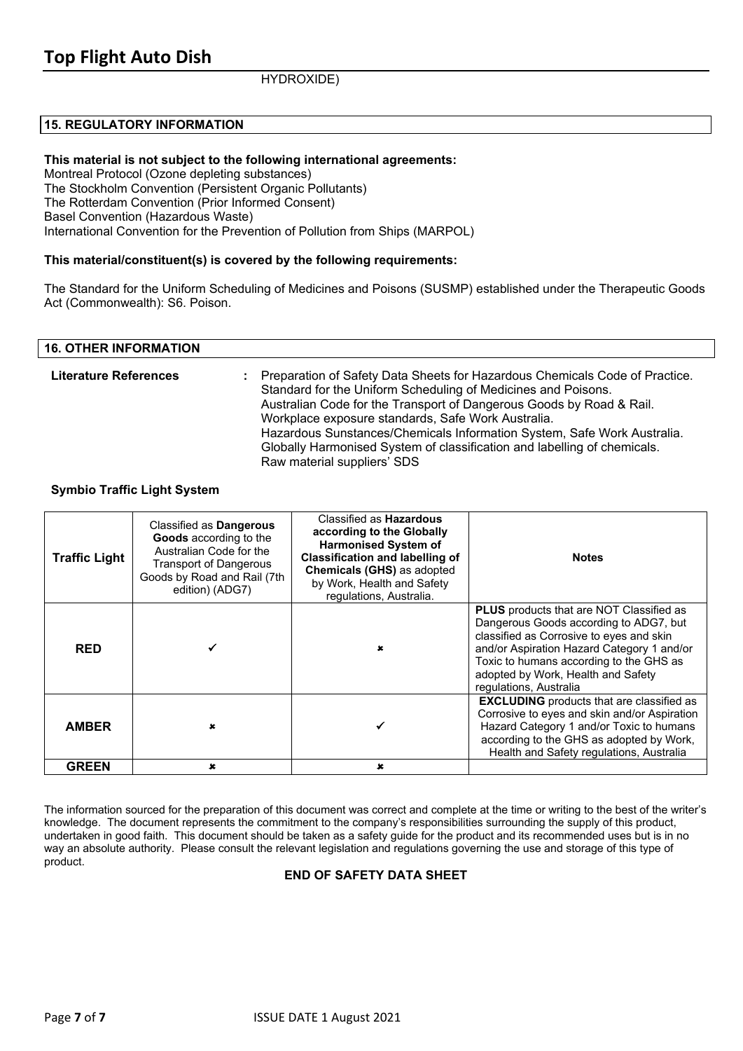HYDROXIDE)

## 15. REGULATORY INFORMATION

**This material is not subject to the following international agreements:**

Montreal Protocol (Ozone depleting substances)
The Stockholm Convention (Persistent Organic Pollutants)
The Rotterdam Convention (Prior Informed Consent)
Basel Convention (Hazardous Waste)
International Convention for the Prevention of Pollution from Ships (MARPOL)

**This material/constituent(s) is covered by the following requirements:**

The Standard for the Uniform Scheduling of Medicines and Poisons (SUSMP) established under the Therapeutic Goods Act (Commonwealth): S6. Poison.

## 16. OTHER INFORMATION

**Literature References** : Preparation of Safety Data Sheets for Hazardous Chemicals Code of Practice.
Standard for the Uniform Scheduling of Medicines and Poisons.
Australian Code for the Transport of Dangerous Goods by Road & Rail.
Workplace exposure standards, Safe Work Australia.
Hazardous Sunstances/Chemicals Information System, Safe Work Australia.
Globally Harmonised System of classification and labelling of chemicals.
Raw material suppliers' SDS

**Symbio Traffic Light System**

| Traffic Light | Classified as **Dangerous Goods** according to the Australian Code for the Transport of Dangerous Goods by Road and Rail (7th edition) (ADG7) | Classified as **Hazardous according to the Globally Harmonised System of Classification and labelling of Chemicals (GHS)** as adopted by Work, Health and Safety regulations, Australia. | Notes |
|---|---|---|---|
| **RED** | ✓ | ✗ | **PLUS** products that are NOT Classified as Dangerous Goods according to ADG7, but classified as Corrosive to eyes and skin and/or Aspiration Hazard Category 1 and/or Toxic to humans according to the GHS as adopted by Work, Health and Safety regulations, Australia |
| **AMBER** | ✗ | ✓ | **EXCLUDING** products that are classified as Corrosive to eyes and skin and/or Aspiration Hazard Category 1 and/or Toxic to humans according to the GHS as adopted by Work, Health and Safety regulations, Australia |
| **GREEN** | ✗ | ✗ | |

The information sourced for the preparation of this document was correct and complete at the time or writing to the best of the writer's knowledge. The document represents the commitment to the company's responsibilities surrounding the supply of this product, undertaken in good faith. This document should be taken as a safety guide for the product and its recommended uses but is in no way an absolute authority. Please consult the relevant legislation and regulations governing the use and storage of this type of product.

**END OF SAFETY DATA SHEET**